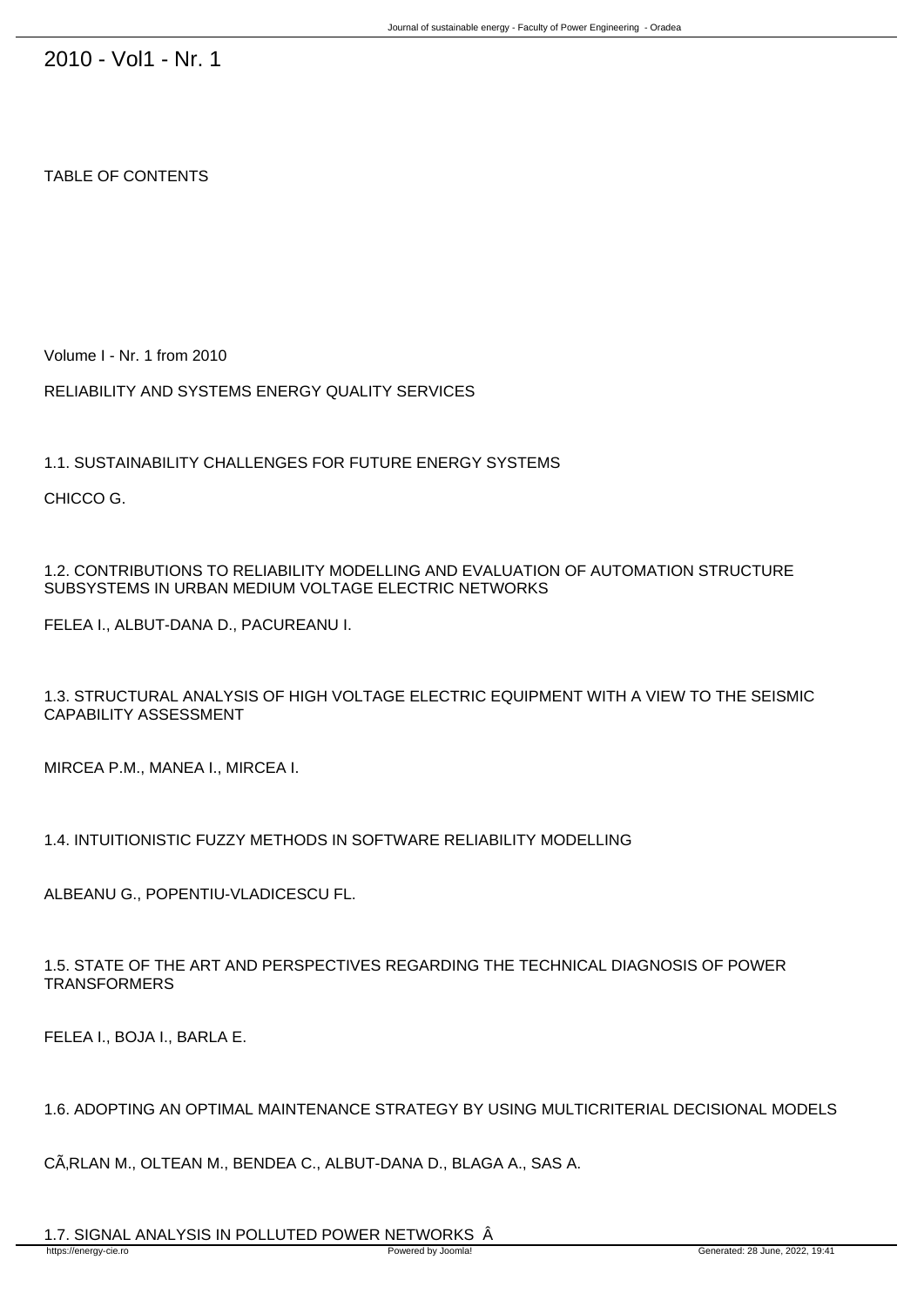# 2010 - Vol1 - Nr. 1

TABLE OF CONTENTS

Volume I - Nr. 1 from 2010

RELIABILITY AND SYSTEMS ENERGY QUALITY SERVICES

1.1. SUSTAINABILITY CHALLENGES FOR FUTURE ENERGY SYSTEMS

CHICCO G.

1.2. CONTRIBUTIONS TO RELIABILITY MODELLING AND EVALUATION OF AUTOMATION STRUCTURE SUBSYSTEMS IN URBAN MEDIUM VOLTAGE ELECTRIC NETWORKS

FELEA I., ALBUT-DANA D., PACUREANU I.

1.3. STRUCTURAL ANALYSIS OF HIGH VOLTAGE ELECTRIC EQUIPMENT WITH A VIEW TO THE SEISMIC CAPABILITY ASSESSMENT

MIRCEA P.M., MANEA I., MIRCEA I.

1.4. INTUITIONISTIC FUZZY METHODS IN SOFTWARE RELIABILITY MODELLING

ALBEANU G., POPENTIU-VLADICESCU FL.

1.5. STATE OF THE ART AND PERSPECTIVES REGARDING THE TECHNICAL DIAGNOSIS OF POWER TRANSFORMERS

FELEA I., BOJA I., BARLA E.

1.6. ADOPTING AN OPTIMAL MAINTENANCE STRATEGY BY USING MULTICRITERIAL DECISIONAL MODELS

CÃ‚RLAN M., OLTEAN M., BENDEA C., ALBUT-DANA D., BLAGA A., SAS A.

1.7. SIGNAL ANALYSIS IN POLLUTED POWER NETWORKS Â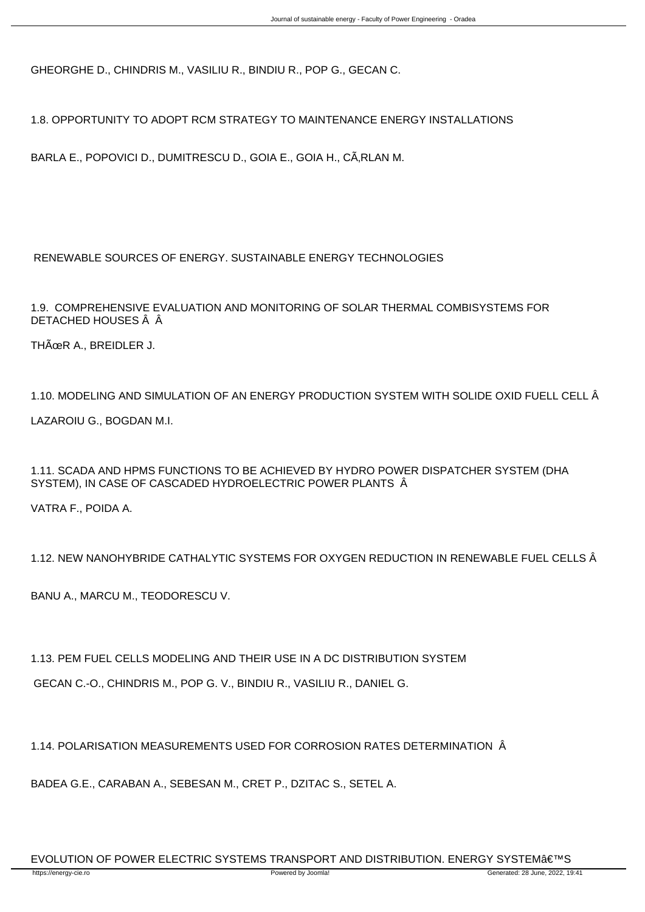GHEORGHE D., CHINDRIS M., VASILIU R., BINDIU R., POP G., GECAN C.

1.8. OPPORTUNITY TO ADOPT RCM STRATEGY TO MAINTENANCE ENERGY INSTALLATIONS

BARLA E., POPOVICI D., DUMITRESCU D., GOIA E., GOIA H., CÃ‚RLAN M.

## RENEWABLE SOURCES OF ENERGY. SUSTAINABLE ENERGY TECHNOLOGIES

1.9. COMPREHENSIVE EVALUATION AND MONITORING OF SOLAR THERMAL COMBISYSTEMS FOR DETACHED HOUSES Â Â

THÃœR A., BREIDLER J.

1.10. MODELING AND SIMULATION OF AN ENERGY PRODUCTION SYSTEM WITH SOLIDE OXID FUELL CELL Â

LAZAROIU G., BOGDAN M.I.

1.11. SCADA AND HPMS FUNCTIONS TO BE ACHIEVED BY HYDRO POWER DISPATCHER SYSTEM (DHA SYSTEM), IN CASE OF CASCADED HYDROELECTRIC POWER PLANTS Â

VATRA F., POIDA A.

1.12. NEW NANOHYBRIDE CATHALYTIC SYSTEMS FOR OXYGEN REDUCTION IN RENEWABLE FUEL CELLS Â

BANU A., MARCU M., TEODORESCU V.

1.13. PEM FUEL CELLS MODELING AND THEIR USE IN A DC DISTRIBUTION SYSTEM

GECAN C.-O., CHINDRIS M., POP G. V., BINDIU R., VASILIU R., DANIEL G.

1.14. POLARISATION MEASUREMENTS USED FOR CORROSION RATES DETERMINATION Â

BADEA G.E., CARABAN A., SEBESAN M., CRET P., DZITAC S., SETEL A.

EVOLUTION OF POWER ELECTRIC SYSTEMS TRANSPORT AND DISTRIBUTION. ENERGY SYSTEMâ€™S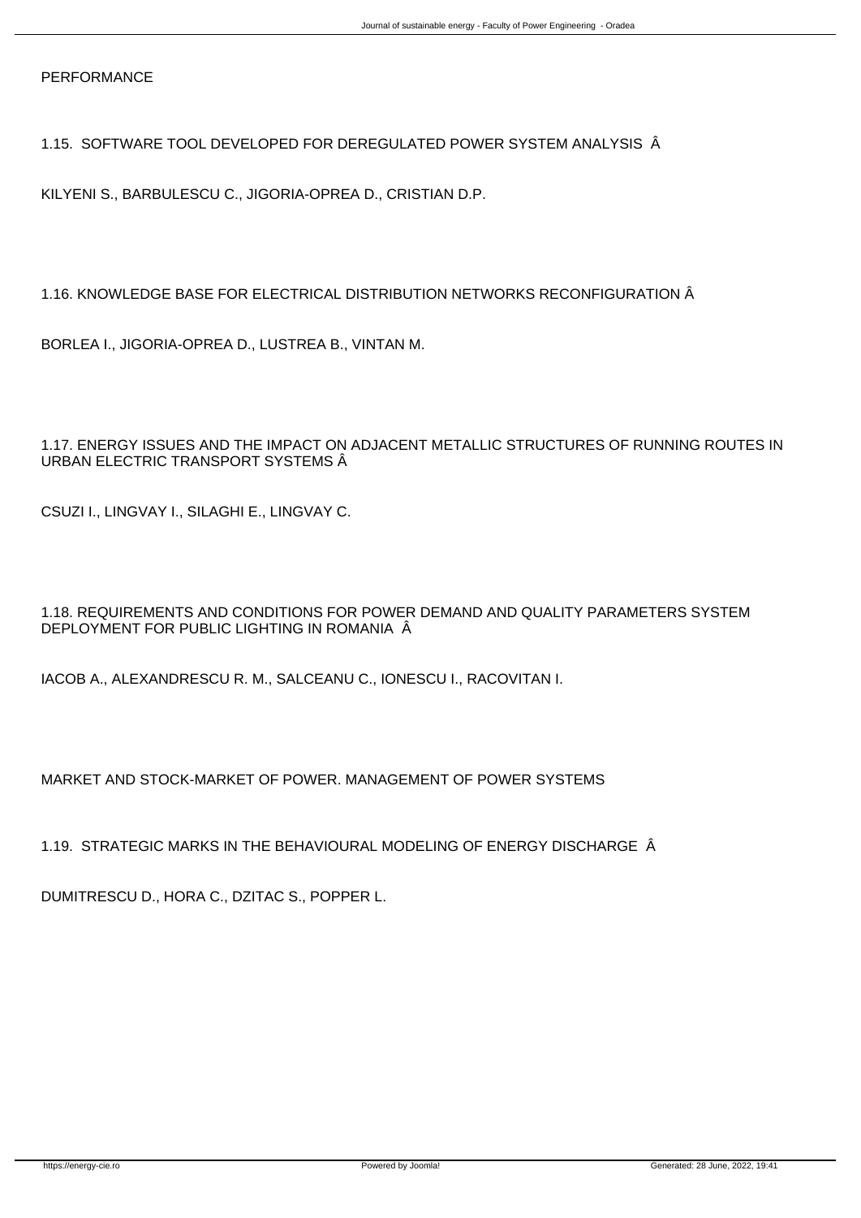PERFORMANCE

1.15. SOFTWARE TOOL DEVELOPED FOR DEREGULATED POWER SYSTEM ANALYSIS Â

KILYENI S., BARBULESCU C., JIGORIA-OPREA D., CRISTIAN D.P.

1.16. KNOWLEDGE BASE FOR ELECTRICAL DISTRIBUTION NETWORKS RECONFIGURATION Â

BORLEA I., JIGORIA-OPREA D., LUSTREA B., VINTAN M.

1.17. ENERGY ISSUES AND THE IMPACT ON ADJACENT METALLIC STRUCTURES OF RUNNING ROUTES IN URBAN ELECTRIC TRANSPORT SYSTEMS Â

CSUZI I., LINGVAY I., SILAGHI E., LINGVAY C.

1.18. REQUIREMENTS AND CONDITIONS FOR POWER DEMAND AND QUALITY PARAMETERS SYSTEM DEPLOYMENT FOR PUBLIC LIGHTING IN ROMANIA Â

IACOB A., ALEXANDRESCU R. M., SALCEANU C., IONESCU I., RACOVITAN I.

MARKET AND STOCK-MARKET OF POWER. MANAGEMENT OF POWER SYSTEMS

1.19. STRATEGIC MARKS IN THE BEHAVIOURAL MODELING OF ENERGY DISCHARGE Â

DUMITRESCU D., HORA C., DZITAC S., POPPER L.